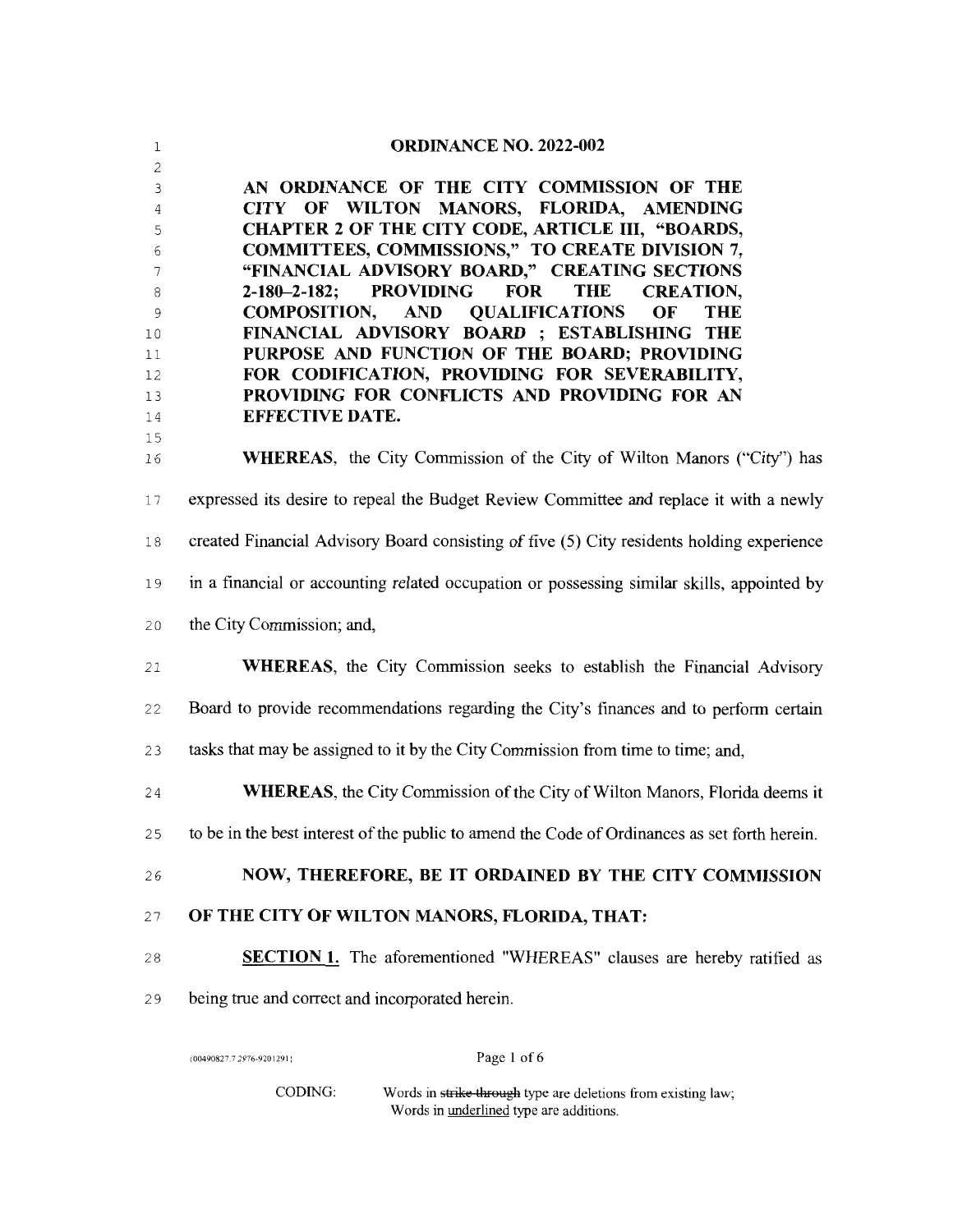# ORDINANCE NO. 2022-002

**AN ORDINANCE OF THE CITY COMMISSION OF THE CITY OF WILTON MANORS, FLORIDA, AMENDING CHAPTER 2 OF THE CITY CODE, ARTICLE III, "BOARDS, COMMITTEES, COMMISSIONS," TO CREATE DIVISION 7, "FINANCIAL ADVISORY BOARD," CREATING SECTIONS 2-180–2-182; PROVIDING FOR THE CREATION, COMPOSITION, AND QUALIFICATIONS OF THE FINANCIAL ADVISORY BOARD ; ESTABLISHING THE PURPOSE AND FUNCTION OF THE BOARD; PROVIDING FOR CODIFICATION, PROVIDING FOR SEVERABILITY, PROVIDING FOR CONFLICTS AND PROVIDING FOR AN EFFECTIVE DATE.**

**WHEREAS**, the City Commission of the City of Wilton Manors ("City") has expressed its desire to repeal the Budget Review Committee and replace it with a newly created Financial Advisory Board consisting of five (5) City residents holding experience in a financial or accounting related occupation or possessing similar skills, appointed by the City Commission; and,

**WHEREAS**, the City Commission seeks to establish the Financial Advisory Board to provide recommendations regarding the City's finances and to perform certain tasks that may be assigned to it by the City Commission from time to time; and,

**WHEREAS**, the City Commission of the City of Wilton Manors, Florida deems it to be in the best interest of the public to amend the Code of Ordinances as set forth herein.

**NOW, THEREFORE, BE IT ORDAINED BY THE CITY COMMISSION OF THE CITY OF WILTON MANORS, FLORIDA, THAT:**

**<u>SECTION 1.</u>** The aforementioned "WHEREAS" clauses are hereby ratified as being true and correct and incorporated herein.

{00490827.7 2976-9201291}

CODING: Words in ~~strike through~~ type are deletions from existing law; Words in <u>underlined</u> type are additions.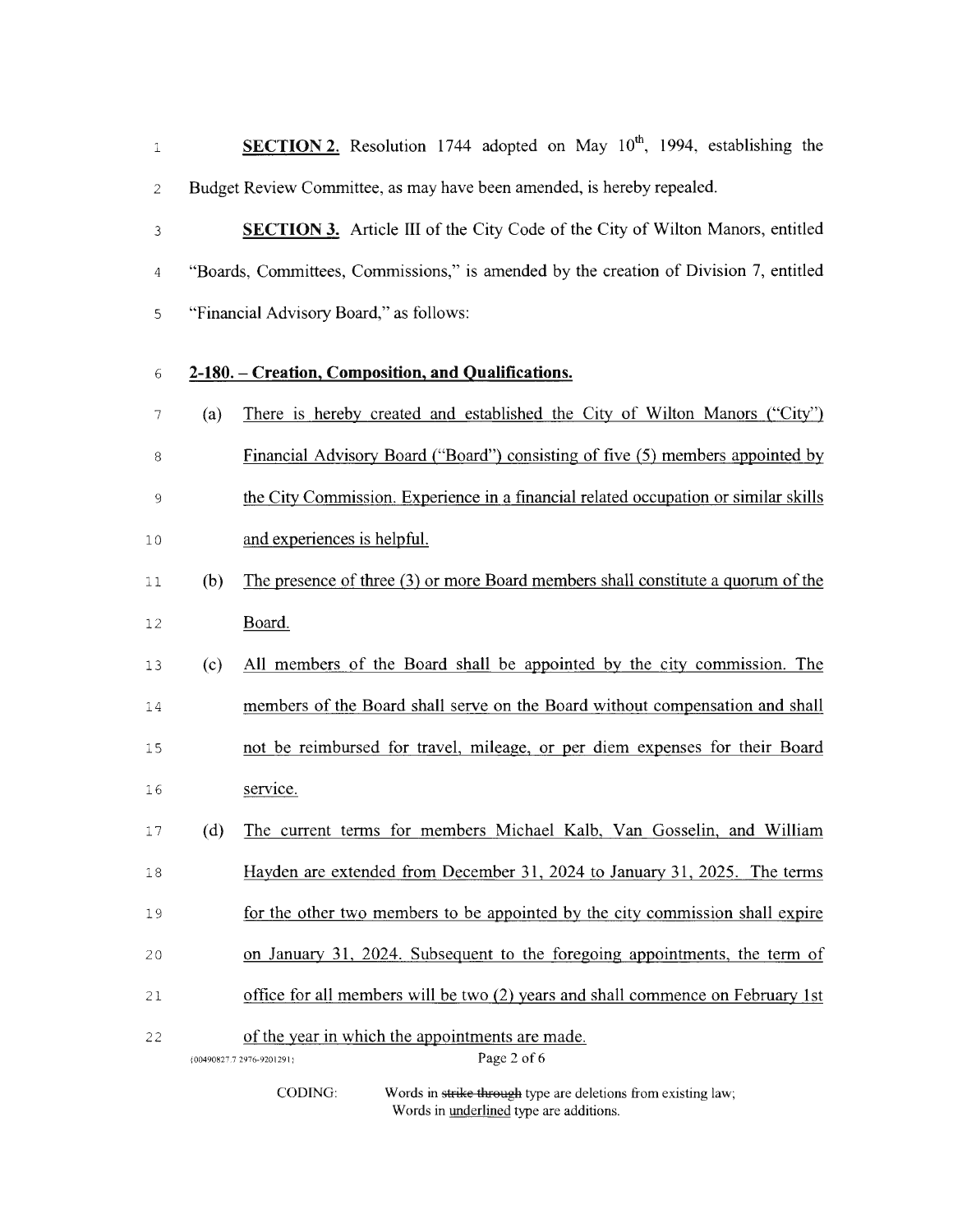**SECTION 2.** Resolution 1744 adopted on May 10th, 1994, establishing the Budget Review Committee, as may have been amended, is hereby repealed.

**SECTION 3.** Article III of the City Code of the City of Wilton Manors, entitled "Boards, Committees, Commissions," is amended by the creation of Division 7, entitled "Financial Advisory Board," as follows:

**2-180. – Creation, Composition, and Qualifications.**

(a) There is hereby created and established the City of Wilton Manors ("City") Financial Advisory Board ("Board") consisting of five (5) members appointed by the City Commission. Experience in a financial related occupation or similar skills and experiences is helpful.

(b) The presence of three (3) or more Board members shall constitute a quorum of the Board.

(c) All members of the Board shall be appointed by the city commission. The members of the Board shall serve on the Board without compensation and shall not be reimbursed for travel, mileage, or per diem expenses for their Board service.

(d) The current terms for members Michael Kalb, Van Gosselin, and William Hayden are extended from December 31, 2024 to January 31, 2025. The terms for the other two members to be appointed by the city commission shall expire on January 31, 2024. Subsequent to the foregoing appointments, the term of office for all members will be two (2) years and shall commence on February 1st of the year in which the appointments are made.

{00490827.7 2976-9201291}

CODING: Words in ~~strike through~~ type are deletions from existing law; Words in underlined type are additions.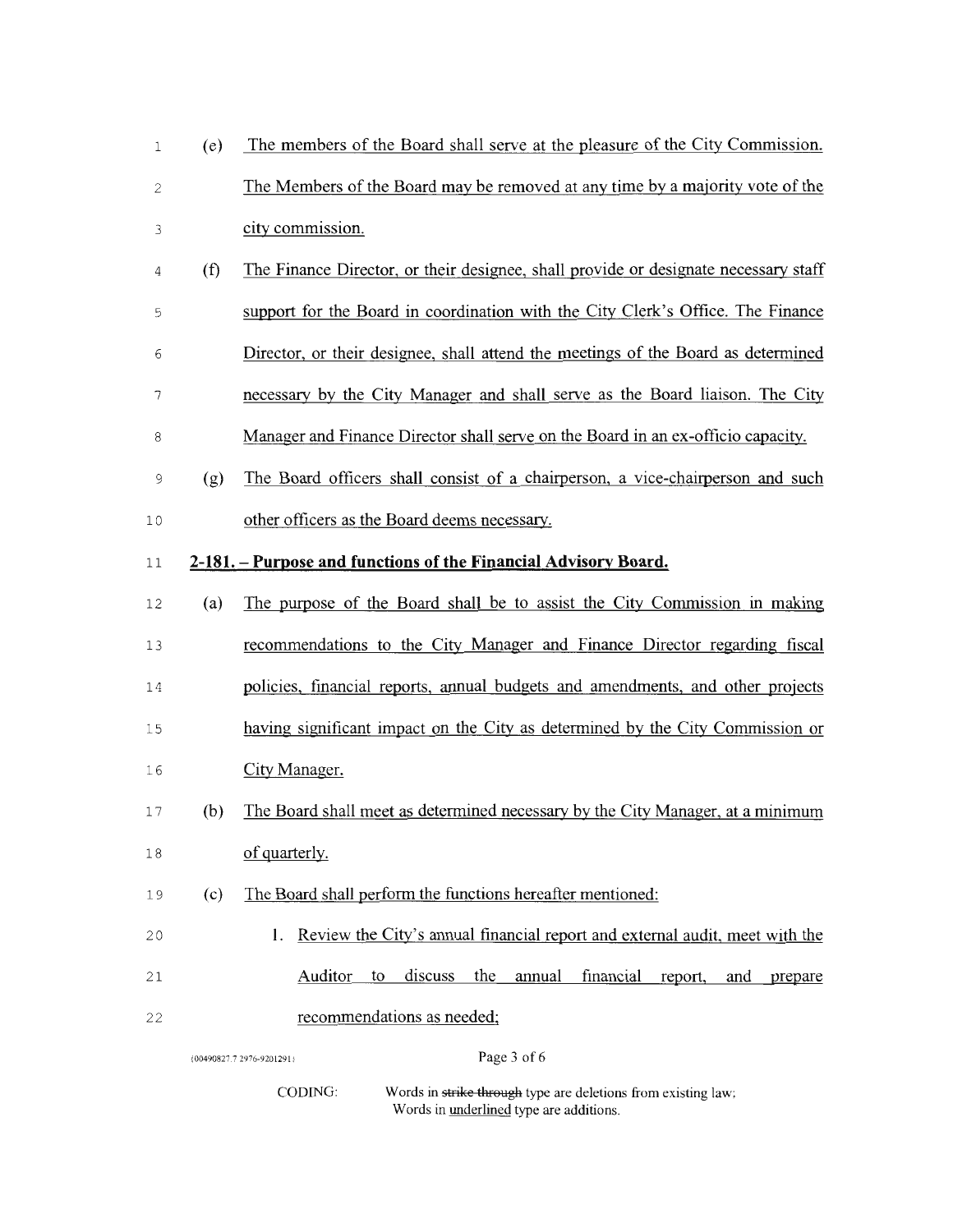(e) The members of the Board shall serve at the pleasure of the City Commission. The Members of the Board may be removed at any time by a majority vote of the city commission.

(f) The Finance Director, or their designee, shall provide or designate necessary staff support for the Board in coordination with the City Clerk's Office. The Finance Director, or their designee, shall attend the meetings of the Board as determined necessary by the City Manager and shall serve as the Board liaison. The City Manager and Finance Director shall serve on the Board in an ex-officio capacity.

(g) The Board officers shall consist of a chairperson, a vice-chairperson and such other officers as the Board deems necessary.

**2-181. – Purpose and functions of the Financial Advisory Board.**

(a) The purpose of the Board shall be to assist the City Commission in making recommendations to the City Manager and Finance Director regarding fiscal policies, financial reports, annual budgets and amendments, and other projects having significant impact on the City as determined by the City Commission or City Manager.

(b) The Board shall meet as determined necessary by the City Manager, at a minimum of quarterly.

(c) The Board shall perform the functions hereafter mentioned:

1. Review the City's annual financial report and external audit, meet with the Auditor to discuss the annual financial report, and prepare recommendations as needed;

{00490827.7 2976-9201291}

CODING: Words in ~~strike through~~ type are deletions from existing law; Words in underlined type are additions.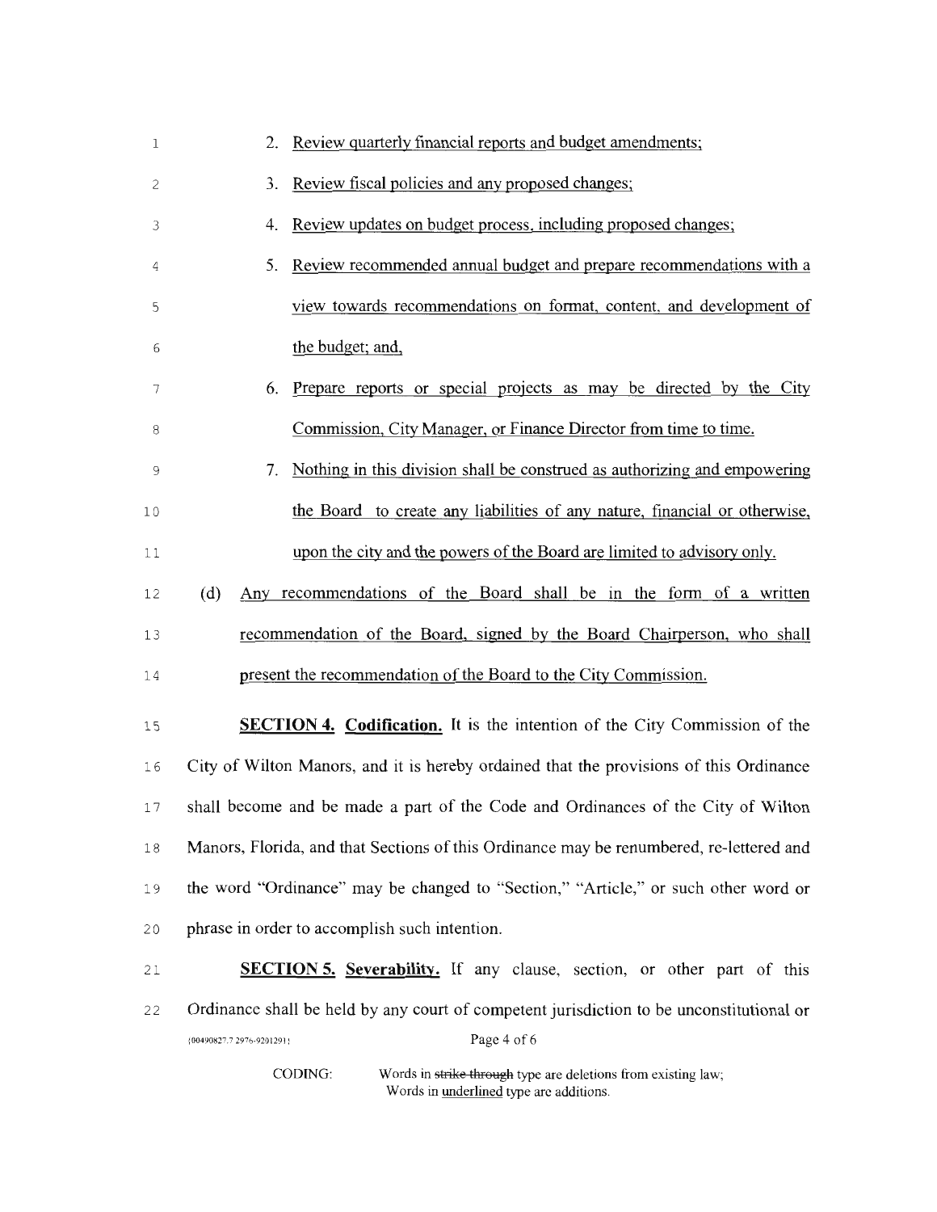2. <u>Review quarterly financial reports and budget amendments;</u>
3. <u>Review fiscal policies and any proposed changes;</u>
4. <u>Review updates on budget process, including proposed changes;</u>
5. <u>Review recommended annual budget and prepare recommendations with a view towards recommendations on format, content, and development of the budget; and,</u>
6. <u>Prepare reports or special projects as may be directed by the City Commission, City Manager, or Finance Director from time to time.</u>
7. <u>Nothing in this division shall be construed as authorizing and empowering the Board to create any liabilities of any nature, financial or otherwise, upon the city and the powers of the Board are limited to advisory only.</u>

(d) <u>Any recommendations of the Board shall be in the form of a written recommendation of the Board, signed by the Board Chairperson, who shall present the recommendation of the Board to the City Commission.</u>

**<u>SECTION 4.</u> <u>Codification.</u>** It is the intention of the City Commission of the City of Wilton Manors, and it is hereby ordained that the provisions of this Ordinance shall become and be made a part of the Code and Ordinances of the City of Wilton Manors, Florida, and that Sections of this Ordinance may be renumbered, re-lettered and the word "Ordinance" may be changed to "Section," "Article," or such other word or phrase in order to accomplish such intention.

**<u>SECTION 5.</u> <u>Severability.</u>** If any clause, section, or other part of this Ordinance shall be held by any court of competent jurisdiction to be unconstitutional or

{00490827.7 2976-9201291}

CODING: Words in ~~strike through~~ type are deletions from existing law; Words in <u>underlined</u> type are additions.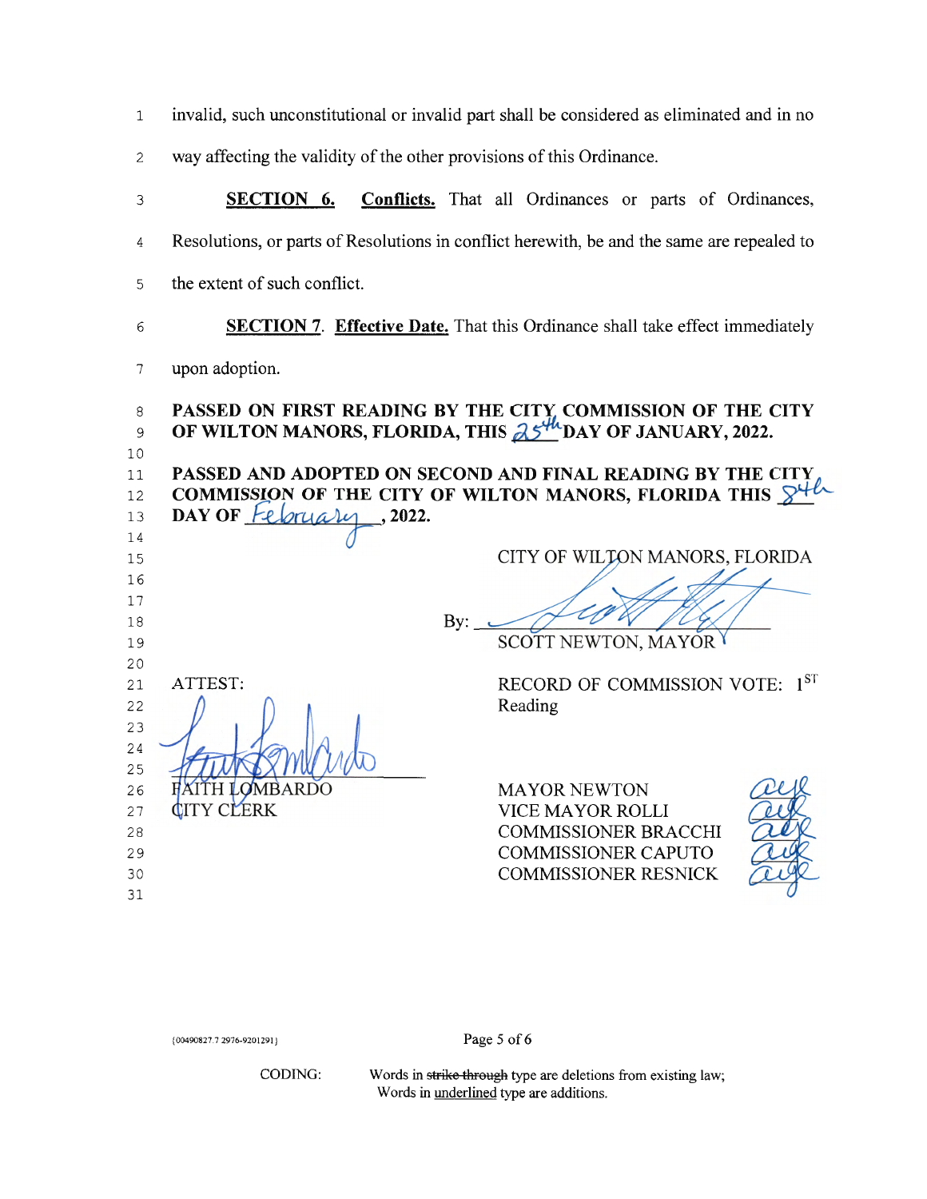invalid, such unconstitutional or invalid part shall be considered as eliminated and in no way affecting the validity of the other provisions of this Ordinance.

**SECTION 6.** **Conflicts.** That all Ordinances or parts of Ordinances, Resolutions, or parts of Resolutions in conflict herewith, be and the same are repealed to the extent of such conflict.

**SECTION 7**. **Effective Date.** That this Ordinance shall take effect immediately upon adoption.

**PASSED ON FIRST READING BY THE CITY COMMISSION OF THE CITY OF WILTON MANORS, FLORIDA, THIS 25th DAY OF JANUARY, 2022.**

**PASSED AND ADOPTED ON SECOND AND FINAL READING BY THE CITY COMMISSION OF THE CITY OF WILTON MANORS, FLORIDA THIS 8th DAY OF February, 2022.**

CITY OF WILTON MANORS, FLORIDA

By: ______________________
SCOTT NEWTON, MAYOR

ATTEST:

______________________
FAITH LOMBARDO
CITY CLERK

RECORD OF COMMISSION VOTE: 1ST Reading

| | |
|---|---|
| MAYOR NEWTON | aye |
| VICE MAYOR ROLLI | aye |
| COMMISSIONER BRACCHI | aye |
| COMMISSIONER CAPUTO | aye |
| COMMISSIONER RESNICK | aye |

{00490827.7 2976-9201291}

CODING: Words in ~~strike through~~ type are deletions from existing law; Words in underlined type are additions.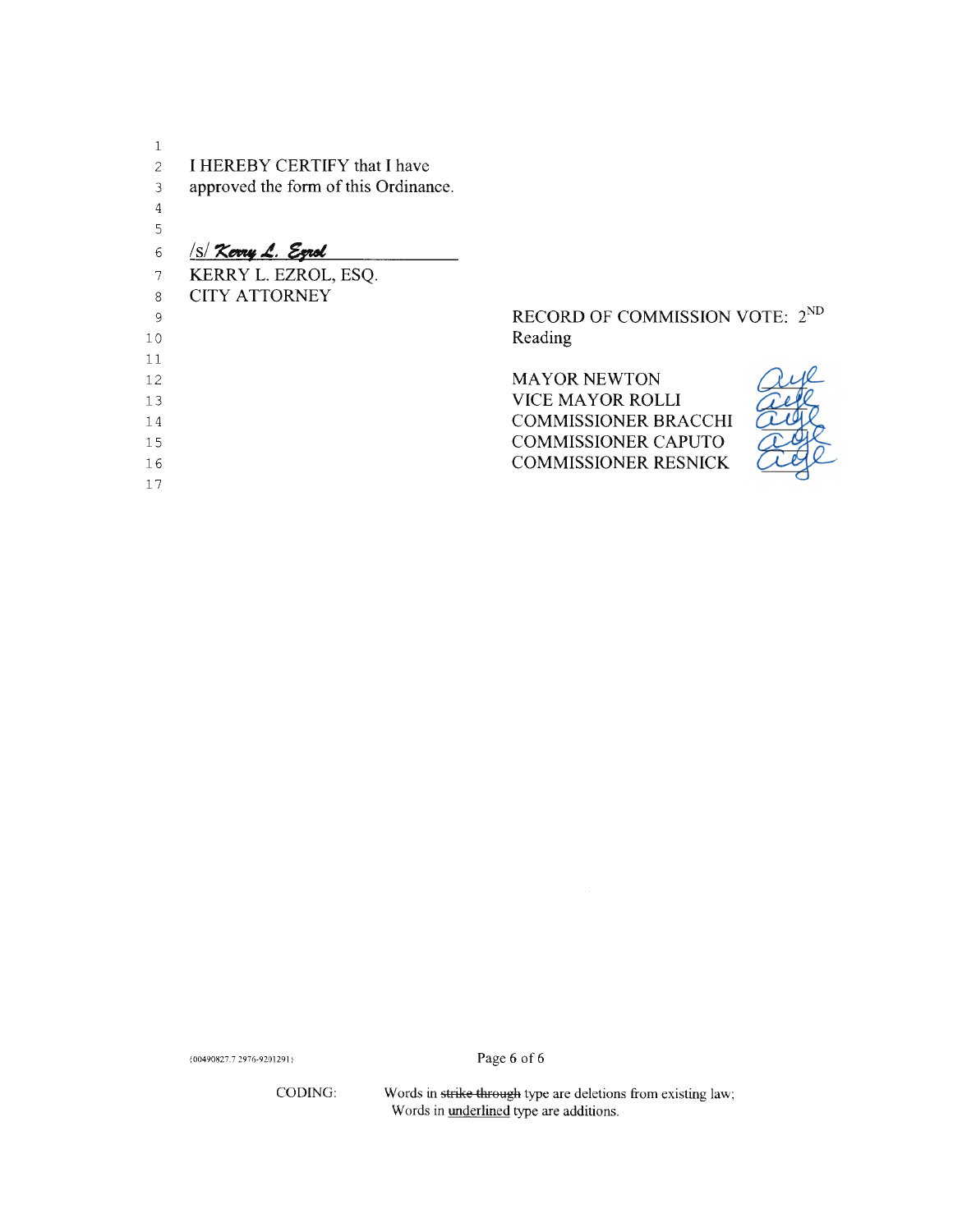I HEREBY CERTIFY that I have
approved the form of this Ordinance.

/s/ *Kerry L. Ezrol*

KERRY L. EZROL, ESQ.
CITY ATTORNEY

RECORD OF COMMISSION VOTE: $2^{ND}$ Reading

| | |
|---|---|
| MAYOR NEWTON | aye |
| VICE MAYOR ROLLI | aye |
| COMMISSIONER BRACCHI | aye |
| COMMISSIONER CAPUTO | aye |
| COMMISSIONER RESNICK | aye |

{00490827.7 2976-9201291}

CODING: Words in ~~strike through~~ type are deletions from existing law; Words in <u>underlined</u> type are additions.